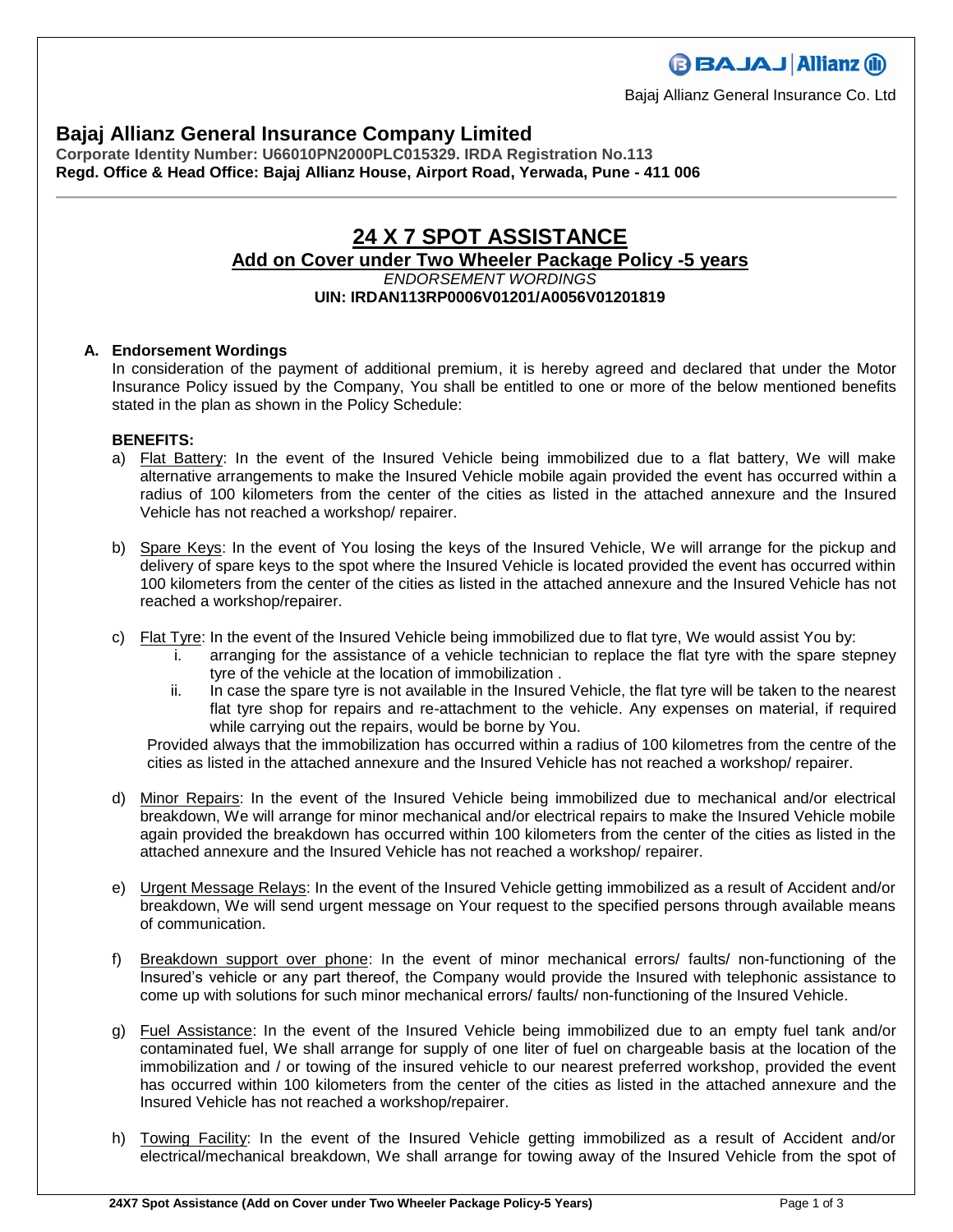Bajaj Allianz General Insurance Co. Ltd

## Bajaj Allianz General Insurance Company Limited

**Corporate Identity Number: U66010PN2000PLC015329. IRDA Registration No.113**
**Regd. Office & Head Office: Bajaj Allianz House, Airport Road, Yerwada, Pune - 411 006**

---

# 24 X 7 SPOT ASSISTANCE

## Add on Cover under Two Wheeler Package Policy -5 years

*ENDORSEMENT WORDINGS*

**UIN: IRDAN113RP0006V01201/A0056V01201819**

**A. Endorsement Wordings**

In consideration of the payment of additional premium, it is hereby agreed and declared that under the Motor Insurance Policy issued by the Company, You shall be entitled to one or more of the below mentioned benefits stated in the plan as shown in the Policy Schedule:

**BENEFITS:**

a) Flat Battery: In the event of the Insured Vehicle being immobilized due to a flat battery, We will make alternative arrangements to make the Insured Vehicle mobile again provided the event has occurred within a radius of 100 kilometers from the center of the cities as listed in the attached annexure and the Insured Vehicle has not reached a workshop/ repairer.

b) Spare Keys: In the event of You losing the keys of the Insured Vehicle, We will arrange for the pickup and delivery of spare keys to the spot where the Insured Vehicle is located provided the event has occurred within 100 kilometers from the center of the cities as listed in the attached annexure and the Insured Vehicle has not reached a workshop/repairer.

c) Flat Tyre: In the event of the Insured Vehicle being immobilized due to flat tyre, We would assist You by:

   i. arranging for the assistance of a vehicle technician to replace the flat tyre with the spare stepney tyre of the vehicle at the location of immobilization .

   ii. In case the spare tyre is not available in the Insured Vehicle, the flat tyre will be taken to the nearest flat tyre shop for repairs and re-attachment to the vehicle. Any expenses on material, if required while carrying out the repairs, would be borne by You.

   Provided always that the immobilization has occurred within a radius of 100 kilometres from the centre of the cities as listed in the attached annexure and the Insured Vehicle has not reached a workshop/ repairer.

d) Minor Repairs: In the event of the Insured Vehicle being immobilized due to mechanical and/or electrical breakdown, We will arrange for minor mechanical and/or electrical repairs to make the Insured Vehicle mobile again provided the breakdown has occurred within 100 kilometers from the center of the cities as listed in the attached annexure and the Insured Vehicle has not reached a workshop/ repairer.

e) Urgent Message Relays: In the event of the Insured Vehicle getting immobilized as a result of Accident and/or breakdown, We will send urgent message on Your request to the specified persons through available means of communication.

f) Breakdown support over phone: In the event of minor mechanical errors/ faults/ non-functioning of the Insured's vehicle or any part thereof, the Company would provide the Insured with telephonic assistance to come up with solutions for such minor mechanical errors/ faults/ non-functioning of the Insured Vehicle.

g) Fuel Assistance: In the event of the Insured Vehicle being immobilized due to an empty fuel tank and/or contaminated fuel, We shall arrange for supply of one liter of fuel on chargeable basis at the location of the immobilization and / or towing of the insured vehicle to our nearest preferred workshop, provided the event has occurred within 100 kilometers from the center of the cities as listed in the attached annexure and the Insured Vehicle has not reached a workshop/repairer.

h) Towing Facility: In the event of the Insured Vehicle getting immobilized as a result of Accident and/or electrical/mechanical breakdown, We shall arrange for towing away of the Insured Vehicle from the spot of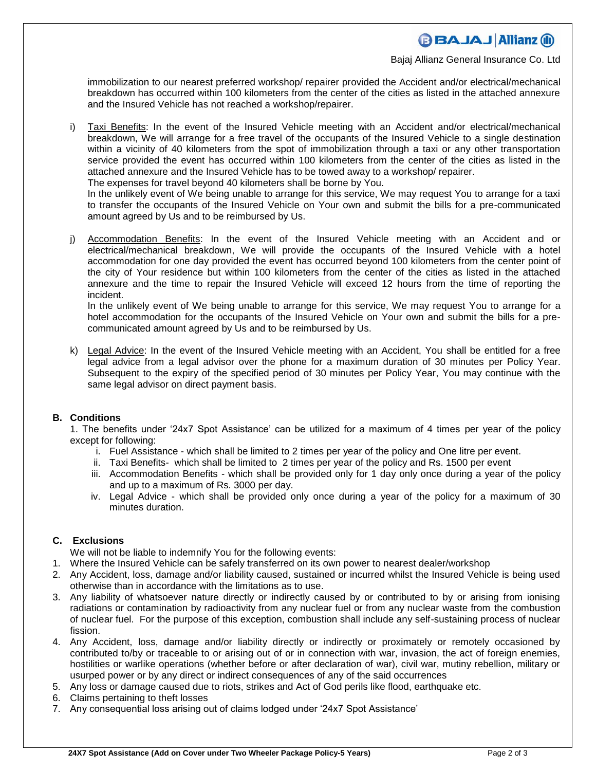immobilization to our nearest preferred workshop/ repairer provided the Accident and/or electrical/mechanical breakdown has occurred within 100 kilometers from the center of the cities as listed in the attached annexure and the Insured Vehicle has not reached a workshop/repairer.

i) Taxi Benefits: In the event of the Insured Vehicle meeting with an Accident and/or electrical/mechanical breakdown, We will arrange for a free travel of the occupants of the Insured Vehicle to a single destination within a vicinity of 40 kilometers from the spot of immobilization through a taxi or any other transportation service provided the event has occurred within 100 kilometers from the center of the cities as listed in the attached annexure and the Insured Vehicle has to be towed away to a workshop/ repairer.
The expenses for travel beyond 40 kilometers shall be borne by You.
In the unlikely event of We being unable to arrange for this service, We may request You to arrange for a taxi to transfer the occupants of the Insured Vehicle on Your own and submit the bills for a pre-communicated amount agreed by Us and to be reimbursed by Us.

j) Accommodation Benefits: In the event of the Insured Vehicle meeting with an Accident and or electrical/mechanical breakdown, We will provide the occupants of the Insured Vehicle with a hotel accommodation for one day provided the event has occurred beyond 100 kilometers from the center point of the city of Your residence but within 100 kilometers from the center of the cities as listed in the attached annexure and the time to repair the Insured Vehicle will exceed 12 hours from the time of reporting the incident.
In the unlikely event of We being unable to arrange for this service, We may request You to arrange for a hotel accommodation for the occupants of the Insured Vehicle on Your own and submit the bills for a pre-communicated amount agreed by Us and to be reimbursed by Us.

k) Legal Advice: In the event of the Insured Vehicle meeting with an Accident, You shall be entitled for a free legal advice from a legal advisor over the phone for a maximum duration of 30 minutes per Policy Year. Subsequent to the expiry of the specified period of 30 minutes per Policy Year, You may continue with the same legal advisor on direct payment basis.

## B. Conditions

1. The benefits under '24x7 Spot Assistance' can be utilized for a maximum of 4 times per year of the policy except for following:
   i. Fuel Assistance - which shall be limited to 2 times per year of the policy and One litre per event.
   ii. Taxi Benefits- which shall be limited to 2 times per year of the policy and Rs. 1500 per event
   iii. Accommodation Benefits - which shall be provided only for 1 day only once during a year of the policy and up to a maximum of Rs. 3000 per day.
   iv. Legal Advice - which shall be provided only once during a year of the policy for a maximum of 30 minutes duration.

## C. Exclusions

We will not be liable to indemnify You for the following events:

1. Where the Insured Vehicle can be safely transferred on its own power to nearest dealer/workshop
2. Any Accident, loss, damage and/or liability caused, sustained or incurred whilst the Insured Vehicle is being used otherwise than in accordance with the limitations as to use.
3. Any liability of whatsoever nature directly or indirectly caused by or contributed to by or arising from ionising radiations or contamination by radioactivity from any nuclear fuel or from any nuclear waste from the combustion of nuclear fuel. For the purpose of this exception, combustion shall include any self-sustaining process of nuclear fission.
4. Any Accident, loss, damage and/or liability directly or indirectly or proximately or remotely occasioned by contributed to/by or traceable to or arising out of or in connection with war, invasion, the act of foreign enemies, hostilities or warlike operations (whether before or after declaration of war), civil war, mutiny rebellion, military or usurped power or by any direct or indirect consequences of any of the said occurrences
5. Any loss or damage caused due to riots, strikes and Act of God perils like flood, earthquake etc.
6. Claims pertaining to theft losses
7. Any consequential loss arising out of claims lodged under '24x7 Spot Assistance'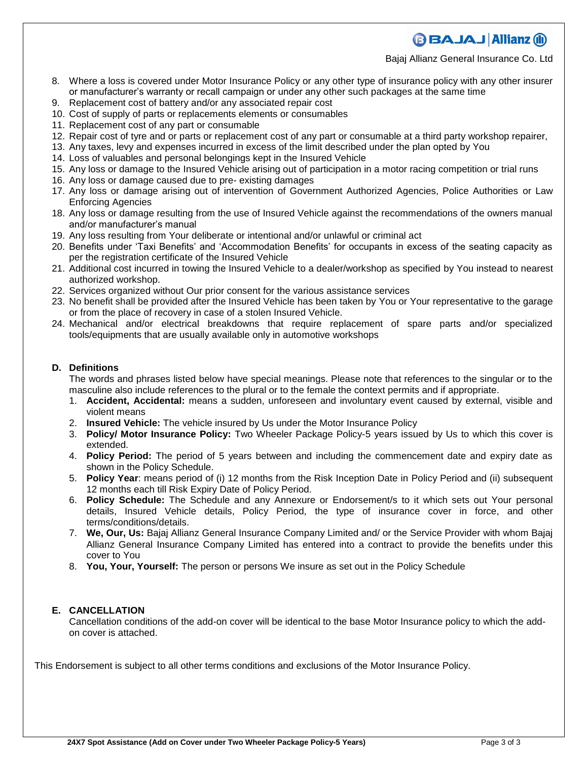8. Where a loss is covered under Motor Insurance Policy or any other type of insurance policy with any other insurer or manufacturer's warranty or recall campaign or under any other such packages at the same time
9. Replacement cost of battery and/or any associated repair cost
10. Cost of supply of parts or replacements elements or consumables
11. Replacement cost of any part or consumable
12. Repair cost of tyre and or parts or replacement cost of any part or consumable at a third party workshop repairer,
13. Any taxes, levy and expenses incurred in excess of the limit described under the plan opted by You
14. Loss of valuables and personal belongings kept in the Insured Vehicle
15. Any loss or damage to the Insured Vehicle arising out of participation in a motor racing competition or trial runs
16. Any loss or damage caused due to pre- existing damages
17. Any loss or damage arising out of intervention of Government Authorized Agencies, Police Authorities or Law Enforcing Agencies
18. Any loss or damage resulting from the use of Insured Vehicle against the recommendations of the owners manual and/or manufacturer's manual
19. Any loss resulting from Your deliberate or intentional and/or unlawful or criminal act
20. Benefits under 'Taxi Benefits' and 'Accommodation Benefits' for occupants in excess of the seating capacity as per the registration certificate of the Insured Vehicle
21. Additional cost incurred in towing the Insured Vehicle to a dealer/workshop as specified by You instead to nearest authorized workshop.
22. Services organized without Our prior consent for the various assistance services
23. No benefit shall be provided after the Insured Vehicle has been taken by You or Your representative to the garage or from the place of recovery in case of a stolen Insured Vehicle.
24. Mechanical and/or electrical breakdowns that require replacement of spare parts and/or specialized tools/equipments that are usually available only in automotive workshops

## D. Definitions

The words and phrases listed below have special meanings. Please note that references to the singular or to the masculine also include references to the plural or to the female the context permits and if appropriate.

1. **Accident, Accidental:** means a sudden, unforeseen and involuntary event caused by external, visible and violent means
2. **Insured Vehicle:** The vehicle insured by Us under the Motor Insurance Policy
3. **Policy/ Motor Insurance Policy:** Two Wheeler Package Policy-5 years issued by Us to which this cover is extended.
4. **Policy Period:** The period of 5 years between and including the commencement date and expiry date as shown in the Policy Schedule.
5. **Policy Year**: means period of (i) 12 months from the Risk Inception Date in Policy Period and (ii) subsequent 12 months each till Risk Expiry Date of Policy Period.
6. **Policy Schedule:** The Schedule and any Annexure or Endorsement/s to it which sets out Your personal details, Insured Vehicle details, Policy Period, the type of insurance cover in force, and other terms/conditions/details.
7. **We, Our, Us:** Bajaj Allianz General Insurance Company Limited and/ or the Service Provider with whom Bajaj Allianz General Insurance Company Limited has entered into a contract to provide the benefits under this cover to You
8. **You, Your, Yourself:** The person or persons We insure as set out in the Policy Schedule

## E. CANCELLATION

Cancellation conditions of the add-on cover will be identical to the base Motor Insurance policy to which the add-on cover is attached.

This Endorsement is subject to all other terms conditions and exclusions of the Motor Insurance Policy.